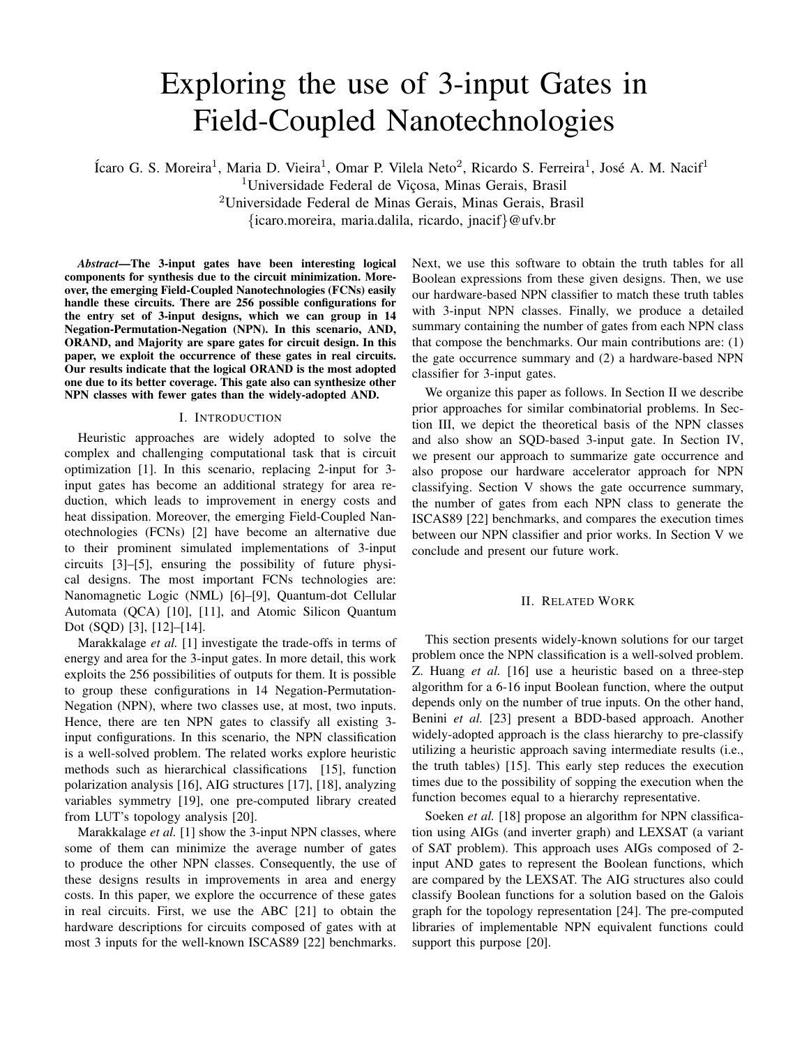# Exploring the use of 3-input Gates in Field-Coupled Nanotechnologies

Ícaro G. S. Moreira[1], Maria D. Vieira[1], Omar P. Vilela Neto[2], Ricardo S. Ferreira[1], José A. M. Nacif[1]

[1]Universidade Federal de Viçosa, Minas Gerais, Brasil

[2]Universidade Federal de Minas Gerais, Minas Gerais, Brasil

{icaro.moreira, maria.dalila, ricardo, jnacif}@ufv.br

***Abstract*—The 3-input gates have been interesting logical components for synthesis due to the circuit minimization. Moreover, the emerging Field-Coupled Nanotechnologies (FCNs) easily handle these circuits. There are 256 possible configurations for the entry set of 3-input designs, which we can group in 14 Negation-Permutation-Negation (NPN). In this scenario, AND, ORAND, and Majority are spare gates for circuit design. In this paper, we exploit the occurrence of these gates in real circuits. Our results indicate that the logical ORAND is the most adopted one due to its better coverage. This gate also can synthesize other NPN classes with fewer gates than the widely-adopted AND.**

## I. Introduction

Heuristic approaches are widely adopted to solve the complex and challenging computational task that is circuit optimization [1]. In this scenario, replacing 2-input for 3-input gates has become an additional strategy for area reduction, which leads to improvement in energy costs and heat dissipation. Moreover, the emerging Field-Coupled Nanotechnologies (FCNs) [2] have become an alternative due to their prominent simulated implementations of 3-input circuits [3]–[5], ensuring the possibility of future physical designs. The most important FCNs technologies are: Nanomagnetic Logic (NML) [6]–[9], Quantum-dot Cellular Automata (QCA) [10], [11], and Atomic Silicon Quantum Dot (SQD) [3], [12]–[14].

Marakkalage *et al.* [1] investigate the trade-offs in terms of energy and area for the 3-input gates. In more detail, this work exploits the 256 possibilities of outputs for them. It is possible to group these configurations in 14 Negation-Permutation-Negation (NPN), where two classes use, at most, two inputs. Hence, there are ten NPN gates to classify all existing 3-input configurations. In this scenario, the NPN classification is a well-solved problem. The related works explore heuristic methods such as hierarchical classifications [15], function polarization analysis [16], AIG structures [17], [18], analyzing variables symmetry [19], one pre-computed library created from LUT's topology analysis [20].

Marakkalage *et al.* [1] show the 3-input NPN classes, where some of them can minimize the average number of gates to produce the other NPN classes. Consequently, the use of these designs results in improvements in area and energy costs. In this paper, we explore the occurrence of these gates in real circuits. First, we use the ABC [21] to obtain the hardware descriptions for circuits composed of gates with at most 3 inputs for the well-known ISCAS89 [22] benchmarks. Next, we use this software to obtain the truth tables for all Boolean expressions from these given designs. Then, we use our hardware-based NPN classifier to match these truth tables with 3-input NPN classes. Finally, we produce a detailed summary containing the number of gates from each NPN class that compose the benchmarks. Our main contributions are: (1) the gate occurrence summary and (2) a hardware-based NPN classifier for 3-input gates.

We organize this paper as follows. In Section II we describe prior approaches for similar combinatorial problems. In Section III, we depict the theoretical basis of the NPN classes and also show an SQD-based 3-input gate. In Section IV, we present our approach to summarize gate occurrence and also propose our hardware accelerator approach for NPN classifying. Section V shows the gate occurrence summary, the number of gates from each NPN class to generate the ISCAS89 [22] benchmarks, and compares the execution times between our NPN classifier and prior works. In Section V we conclude and present our future work.

## II. Related Work

This section presents widely-known solutions for our target problem once the NPN classification is a well-solved problem. Z. Huang *et al.* [16] use a heuristic based on a three-step algorithm for a 6-16 input Boolean function, where the output depends only on the number of true inputs. On the other hand, Benini *et al.* [23] present a BDD-based approach. Another widely-adopted approach is the class hierarchy to pre-classify utilizing a heuristic approach saving intermediate results (i.e., the truth tables) [15]. This early step reduces the execution times due to the possibility of sopping the execution when the function becomes equal to a hierarchy representative.

Soeken *et al.* [18] propose an algorithm for NPN classification using AIGs (and inverter graph) and LEXSAT (a variant of SAT problem). This approach uses AIGs composed of 2-input AND gates to represent the Boolean functions, which are compared by the LEXSAT. The AIG structures also could classify Boolean functions for a solution based on the Galois graph for the topology representation [24]. The pre-computed libraries of implementable NPN equivalent functions could support this purpose [20].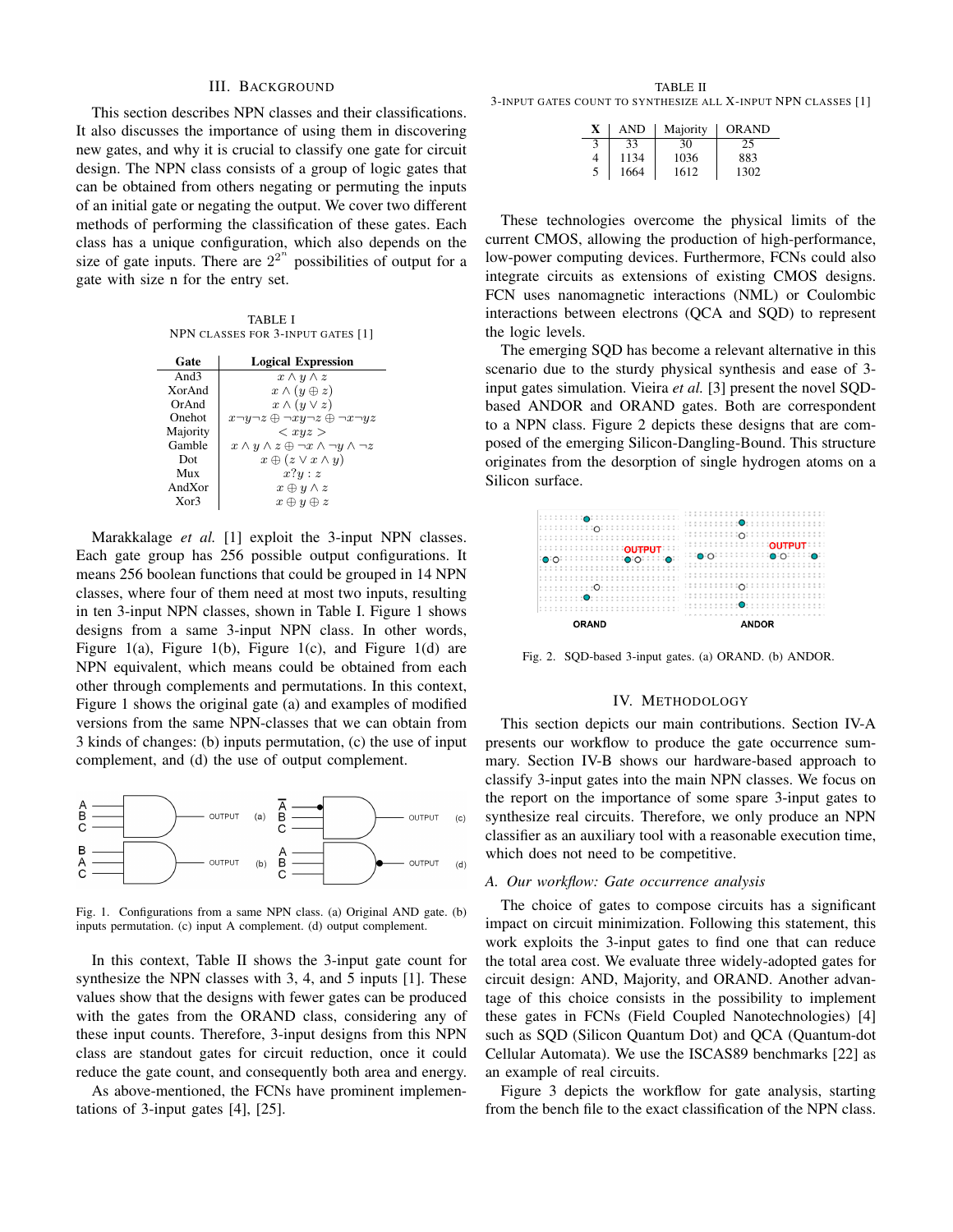## III. Background

This section describes NPN classes and their classifications. It also discusses the importance of using them in discovering new gates, and why it is crucial to classify one gate for circuit design. The NPN class consists of a group of logic gates that can be obtained from others negating or permuting the inputs of an initial gate or negating the output. We cover two different methods of performing the classification of these gates. Each class has a unique configuration, which also depends on the size of gate inputs. There are $2^{2^n}$ possibilities of output for a gate with size n for the entry set.

TABLE I
NPN classes for 3-input gates [1]

| Gate | Logical Expression |
|---|---|
| And3 | $x \wedge y \wedge z$ |
| XorAnd | $x \wedge (y \oplus z)$ |
| OrAnd | $x \wedge (y \vee z)$ |
| Onehot | $x \neg y \neg z \oplus \neg x y \neg z \oplus \neg x \neg y z$ |
| Majority | $< xyz >$ |
| Gamble | $x \wedge y \wedge z \oplus \neg x \wedge \neg y \wedge \neg z$ |
| Dot | $x \oplus (z \vee x \wedge y)$ |
| Mux | $x ? y : z$ |
| AndXor | $x \oplus y \wedge z$ |
| Xor3 | $x \oplus y \oplus z$ |

Marakkalage *et al.* [1] exploit the 3-input NPN classes. Each gate group has 256 possible output configurations. It means 256 boolean functions that could be grouped in 14 NPN classes, where four of them need at most two inputs, resulting in ten 3-input NPN classes, shown in Table I. Figure 1 shows designs from a same 3-input NPN class. In other words, Figure 1(a), Figure 1(b), Figure 1(c), and Figure 1(d) are NPN equivalent, which means could be obtained from each other through complements and permutations. In this context, Figure 1 shows the original gate (a) and examples of modified versions from the same NPN-classes that we can obtain from 3 kinds of changes: (b) inputs permutation, (c) the use of input complement, and (d) the use of output complement.

Fig. 1. Configurations from a same NPN class. (a) Original AND gate. (b) inputs permutation. (c) input A complement. (d) output complement.

In this context, Table II shows the 3-input gate count for synthesize the NPN classes with 3, 4, and 5 inputs [1]. These values show that the designs with fewer gates can be produced with the gates from the ORAND class, considering any of these input counts. Therefore, 3-input designs from this NPN class are standout gates for circuit reduction, once it could reduce the gate count, and consequently both area and energy.

As above-mentioned, the FCNs have prominent implementations of 3-input gates [4], [25].

TABLE II
3-input gates count to synthesize all X-input NPN classes [1]

| X | AND | Majority | ORAND |
|---|---|---|---|
| 3 | 33 | 30 | 25 |
| 4 | 1134 | 1036 | 883 |
| 5 | 1664 | 1612 | 1302 |

These technologies overcome the physical limits of the current CMOS, allowing the production of high-performance, low-power computing devices. Furthermore, FCNs could also integrate circuits as extensions of existing CMOS designs. FCN uses nanomagnetic interactions (NML) or Coulombic interactions between electrons (QCA and SQD) to represent the logic levels.

The emerging SQD has become a relevant alternative in this scenario due to the sturdy physical synthesis and ease of 3-input gates simulation. Vieira *et al.* [3] present the novel SQD-based ANDOR and ORAND gates. Both are correspondent to a NPN class. Figure 2 depicts these designs that are composed of the emerging Silicon-Dangling-Bound. This structure originates from the desorption of single hydrogen atoms on a Silicon surface.

Fig. 2. SQD-based 3-input gates. (a) ORAND. (b) ANDOR.

## IV. Methodology

This section depicts our main contributions. Section IV-A presents our workflow to produce the gate occurrence summary. Section IV-B shows our hardware-based approach to classify 3-input gates into the main NPN classes. We focus on the report on the importance of some spare 3-input gates to synthesize real circuits. Therefore, we only produce an NPN classifier as an auxiliary tool with a reasonable execution time, which does not need to be competitive.

### A. Our workflow: Gate occurrence analysis

The choice of gates to compose circuits has a significant impact on circuit minimization. Following this statement, this work exploits the 3-input gates to find one that can reduce the total area cost. We evaluate three widely-adopted gates for circuit design: AND, Majority, and ORAND. Another advantage of this choice consists in the possibility to implement these gates in FCNs (Field Coupled Nanotechnologies) [4] such as SQD (Silicon Quantum Dot) and QCA (Quantum-dot Cellular Automata). We use the ISCAS89 benchmarks [22] as an example of real circuits.

Figure 3 depicts the workflow for gate analysis, starting from the bench file to the exact classification of the NPN class.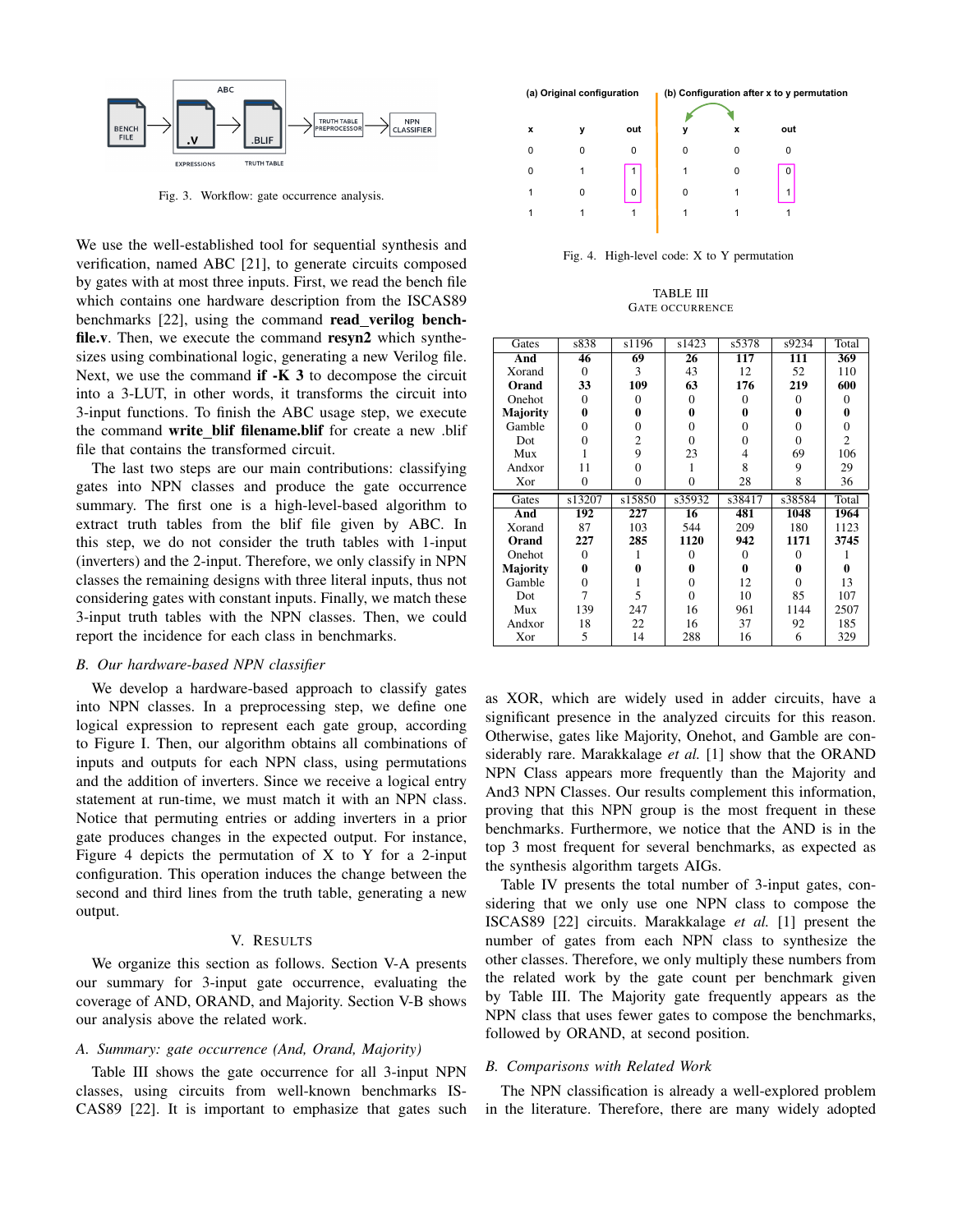BENCH FILE

ABC

.V

EXPRESSIONS

.BLIF

TRUTH TABLE

TRUTH TABLE PREPROCESSOR

NPN CLASSIFIER

Fig. 3. Workflow: gate occurrence analysis.

We use the well-established tool for sequential synthesis and verification, named ABC [21], to generate circuits composed by gates with at most three inputs. First, we read the bench file which contains one hardware description from the ISCAS89 benchmarks [22], using the command **read_verilog benchfile.v**. Then, we execute the command **resyn2** which synthesizes using combinational logic, generating a new Verilog file. Next, we use the command **if -K 3** to decompose the circuit into a 3-LUT, in other words, it transforms the circuit into 3-input functions. To finish the ABC usage step, we execute the command **write_blif filename.blif** for create a new .blif file that contains the transformed circuit.

The last two steps are our main contributions: classifying gates into NPN classes and produce the gate occurrence summary. The first one is a high-level-based algorithm to extract truth tables from the blif file given by ABC. In this step, we do not consider the truth tables with 1-input (inverters) and the 2-input. Therefore, we only classify in NPN classes the remaining designs with three literal inputs, thus not considering gates with constant inputs. Finally, we match these 3-input truth tables with the NPN classes. Then, we could report the incidence for each class in benchmarks.

### B. Our hardware-based NPN classifier

We develop a hardware-based approach to classify gates into NPN classes. In a preprocessing step, we define one logical expression to represent each gate group, according to Figure I. Then, our algorithm obtains all combinations of inputs and outputs for each NPN class, using permutations and the addition of inverters. Since we receive a logical entry statement at run-time, we must match it with an NPN class. Notice that permuting entries or adding inverters in a prior gate produces changes in the expected output. For instance, Figure 4 depicts the permutation of X to Y for a 2-input configuration. This operation induces the change between the second and third lines from the truth table, generating a new output.

(a) Original configuration

| x | y | out |
|---|---|---|
| 0 | 0 | 0 |
| 0 | 1 | 1 |
| 1 | 0 | 0 |
| 1 | 1 | 1 |

(b) Configuration after x to y permutation

| y | x | out |
|---|---|---|
| 0 | 0 | 0 |
| 1 | 0 | 0 |
| 0 | 1 | 1 |
| 1 | 1 | 1 |

Fig. 4. High-level code: X to Y permutation

## V. Results

We organize this section as follows. Section V-A presents our summary for 3-input gate occurrence, evaluating the coverage of AND, ORAND, and Majority. Section V-B shows our analysis above the related work.

### A. Summary: gate occurrence (And, Orand, Majority)

Table III shows the gate occurrence for all 3-input NPN classes, using circuits from well-known benchmarks ISCAS89 [22]. It is important to emphasize that gates such as XOR, which are widely used in adder circuits, have a significant presence in the analyzed circuits for this reason. Otherwise, gates like Majority, Onehot, and Gamble are considerably rare. Marakkalage *et al.* [1] show that the ORAND NPN Class appears more frequently than the Majority and And3 NPN Classes. Our results complement this information, proving that this NPN group is the most frequent in these benchmarks. Furthermore, we notice that the AND is in the top 3 most frequent for several benchmarks, as expected as the synthesis algorithm targets AIGs.

TABLE III
GATE OCCURRENCE

| Gates | s838 | s1196 | s1423 | s5378 | s9234 | Total |
|---|---|---|---|---|---|---|
| **And** | **46** | **69** | **26** | **117** | **111** | **369** |
| Xorand | 0 | 3 | 43 | 12 | 52 | 110 |
| **Orand** | **33** | **109** | **63** | **176** | **219** | **600** |
| Onehot | 0 | 0 | 0 | 0 | 0 | 0 |
| **Majority** | **0** | **0** | **0** | **0** | **0** | **0** |
| Gamble | 0 | 0 | 0 | 0 | 0 | 0 |
| Dot | 0 | 2 | 0 | 0 | 0 | 2 |
| Mux | 1 | 9 | 23 | 4 | 69 | 106 |
| Andxor | 11 | 0 | 1 | 8 | 9 | 29 |
| Xor | 0 | 0 | 0 | 28 | 8 | 36 |
| Gates | s13207 | s15850 | s35932 | s38417 | s38584 | Total |
| **And** | **192** | **227** | **16** | **481** | **1048** | **1964** |
| Xorand | 87 | 103 | 544 | 209 | 180 | 1123 |
| **Orand** | **227** | **285** | **1120** | **942** | **1171** | **3745** |
| Onehot | 0 | 1 | 0 | 0 | 0 | 1 |
| **Majority** | **0** | **0** | **0** | **0** | **0** | **0** |
| Gamble | 0 | 1 | 0 | 12 | 0 | 13 |
| Dot | 7 | 5 | 0 | 10 | 85 | 107 |
| Mux | 139 | 247 | 16 | 961 | 1144 | 2507 |
| Andxor | 18 | 22 | 16 | 37 | 92 | 185 |
| Xor | 5 | 14 | 288 | 16 | 6 | 329 |

Table IV presents the total number of 3-input gates, considering that we only use one NPN class to compose the ISCAS89 [22] circuits. Marakkalage *et al.* [1] present the number of gates from each NPN class to synthesize the other classes. Therefore, we only multiply these numbers from the related work by the gate count per benchmark given by Table III. The Majority gate frequently appears as the NPN class that uses fewer gates to compose the benchmarks, followed by ORAND, at second position.

### B. Comparisons with Related Work

The NPN classification is already a well-explored problem in the literature. Therefore, there are many widely adopted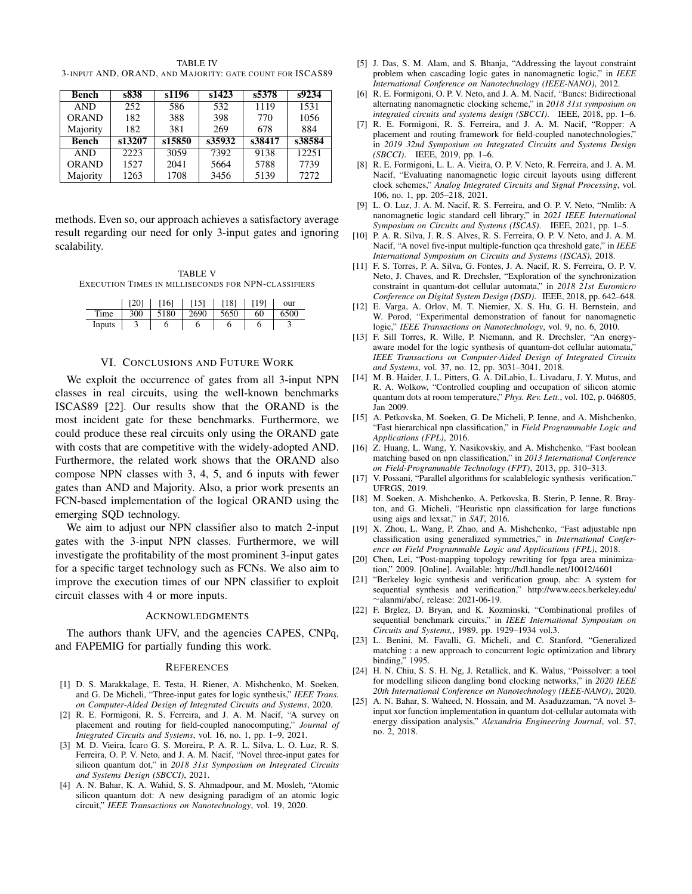TABLE IV

3-INPUT AND, ORAND, AND MAJORITY: GATE COUNT FOR ISCAS89

| **Bench** | **s838** | **s1196** | **s1423** | **s5378** | **s9234** |
|---|---|---|---|---|---|
| AND | 252 | 586 | 532 | 1119 | 1531 |
| ORAND | 182 | 388 | 398 | 770 | 1056 |
| Majority | 182 | 381 | 269 | 678 | 884 |
| **Bench** | **s13207** | **s15850** | **s35932** | **s38417** | **s38584** |
| AND | 2223 | 3059 | 7392 | 9138 | 12251 |
| ORAND | 1527 | 2041 | 5664 | 5788 | 7739 |
| Majority | 1263 | 1708 | 3456 | 5139 | 7272 |

methods. Even so, our approach achieves a satisfactory average result regarding our need for only 3-input gates and ignoring scalability.

TABLE V

EXECUTION TIMES IN MILLISECONDS FOR NPN-CLASSIFIERS

| | [20] | [16] | [15] | [18] | [19] | our |
|---|---|---|---|---|---|---|
| Time | 300 | 5180 | 2690 | 5650 | 60 | 6500 |
| Inputs | 3 | 6 | 6 | 6 | 6 | 3 |

## VI. CONCLUSIONS AND FUTURE WORK

We exploit the occurrence of gates from all 3-input NPN classes in real circuits, using the well-known benchmarks ISCAS89 [22]. Our results show that the ORAND is the most incident gate for these benchmarks. Furthermore, we could produce these real circuits only using the ORAND gate with costs that are competitive with the widely-adopted AND. Furthermore, the related work shows that the ORAND also compose NPN classes with 3, 4, 5, and 6 inputs with fewer gates than AND and Majority. Also, a prior work presents an FCN-based implementation of the logical ORAND using the emerging SQD technology.

We aim to adjust our NPN classifier also to match 2-input gates with the 3-input NPN classes. Furthermore, we will investigate the profitability of the most prominent 3-input gates for a specific target technology such as FCNs. We also aim to improve the execution times of our NPN classifier to exploit circuit classes with 4 or more inputs.

## ACKNOWLEDGMENTS

The authors thank UFV, and the agencies CAPES, CNPq, and FAPEMIG for partially funding this work.

## REFERENCES

[1] D. S. Marakkalage, E. Testa, H. Riener, A. Mishchenko, M. Soeken, and G. De Micheli, "Three-input gates for logic synthesis," *IEEE Trans. on Computer-Aided Design of Integrated Circuits and Systems*, 2020.

[2] R. E. Formigoni, R. S. Ferreira, and J. A. M. Nacif, "A survey on placement and routing for field-coupled nanocomputing," *Journal of Integrated Circuits and Systems*, vol. 16, no. 1, pp. 1–9, 2021.

[3] M. D. Vieira, Ícaro G. S. Moreira, P. A. R. L. Silva, L. O. Luz, R. S. Ferreira, O. P. V. Neto, and J. A. M. Nacif, "Novel three-input gates for silicon quantum dot," in *2018 31st Symposium on Integrated Circuits and Systems Design (SBCCI)*, 2021.

[4] A. N. Bahar, K. A. Wahid, S. S. Ahmadpour, and M. Mosleh, "Atomic silicon quantum dot: A new designing paradigm of an atomic logic circuit," *IEEE Transactions on Nanotechnology*, vol. 19, 2020.

[5] J. Das, S. M. Alam, and S. Bhanja, "Addressing the layout constraint problem when cascading logic gates in nanomagnetic logic," in *IEEE International Conference on Nanotechnology (IEEE-NANO)*, 2012.

[6] R. E. Formigoni, O. P. V. Neto, and J. A. M. Nacif, "Bancs: Bidirectional alternating nanomagnetic clocking scheme," in *2018 31st symposium on integrated circuits and systems design (SBCCI)*. IEEE, 2018, pp. 1–6.

[7] R. E. Formigoni, R. S. Ferreira, and J. A. M. Nacif, "Ropper: A placement and routing framework for field-coupled nanotechnologies," in *2019 32nd Symposium on Integrated Circuits and Systems Design (SBCCI)*. IEEE, 2019, pp. 1–6.

[8] R. E. Formigoni, L. L. A. Vieira, O. P. V. Neto, R. Ferreira, and J. A. M. Nacif, "Evaluating nanomagnetic logic circuit layouts using different clock schemes," *Analog Integrated Circuits and Signal Processing*, vol. 106, no. 1, pp. 205–218, 2021.

[9] L. O. Luz, J. A. M. Nacif, R. S. Ferreira, and O. P. V. Neto, "Nmlib: A nanomagnetic logic standard cell library," in *2021 IEEE International Symposium on Circuits and Systems (ISCAS)*. IEEE, 2021, pp. 1–5.

[10] P. A. R. Silva, J. R. S. Alves, R. S. Ferreira, O. P. V. Neto, and J. A. M. Nacif, "A novel five-input multiple-function qca threshold gate," in *IEEE International Symposium on Circuits and Systems (ISCAS)*, 2018.

[11] F. S. Torres, P. A. Silva, G. Fontes, J. A. Nacif, R. S. Ferreira, O. P. V. Neto, J. Chaves, and R. Drechsler, "Exploration of the synchronization constraint in quantum-dot cellular automata," in *2018 21st Euromicro Conference on Digital System Design (DSD)*. IEEE, 2018, pp. 642–648.

[12] E. Varga, A. Orlov, M. T. Niemier, X. S. Hu, G. H. Bernstein, and W. Porod, "Experimental demonstration of fanout for nanomagnetic logic," *IEEE Transactions on Nanotechnology*, vol. 9, no. 6, 2010.

[13] F. Sill Torres, R. Wille, P. Niemann, and R. Drechsler, "An energy-aware model for the logic synthesis of quantum-dot cellular automata," *IEEE Transactions on Computer-Aided Design of Integrated Circuits and Systems*, vol. 37, no. 12, pp. 3031–3041, 2018.

[14] M. B. Haider, J. L. Pitters, G. A. DiLabio, L. Livadaru, J. Y. Mutus, and R. A. Wolkow, "Controlled coupling and occupation of silicon atomic quantum dots at room temperature," *Phys. Rev. Lett.*, vol. 102, p. 046805, Jan 2009.

[15] A. Petkovska, M. Soeken, G. De Micheli, P. Ienne, and A. Mishchenko, "Fast hierarchical npn classification," in *Field Programmable Logic and Applications (FPL)*, 2016.

[16] Z. Huang, L. Wang, Y. Nasikovskiy, and A. Mishchenko, "Fast boolean matching based on npn classification," in *2013 International Conference on Field-Programmable Technology (FPT)*, 2013, pp. 310–313.

[17] V. Possani, "Parallel algorithms for scalablelogic synthesis  verification." UFRGS, 2019.

[18] M. Soeken, A. Mishchenko, A. Petkovska, B. Sterin, P. Ienne, R. Brayton, and G. Micheli, "Heuristic npn classification for large functions using aigs and lexsat," in *SAT*, 2016.

[19] X. Zhou, L. Wang, P. Zhao, and A. Mishchenko, "Fast adjustable npn classification using generalized symmetries," in *International Conference on Field Programmable Logic and Applications (FPL)*, 2018.

[20] Chen, Lei, "Post-mapping topology rewriting for fpga area minimization," 2009. [Online]. Available: http://hdl.handle.net/10012/4601

[21] "Berkeley logic synthesis and verification group, abc: A system for sequential synthesis and verification," http://www.eecs.berkeley.edu/~alanmi/abc/, release: 2021-06-19.

[22] F. Brglez, D. Bryan, and K. Kozminski, "Combinational profiles of sequential benchmark circuits," in *IEEE International Symposium on Circuits and Systems,*, 1989, pp. 1929–1934 vol.3.

[23] L. Benini, M. Favalli, G. Micheli, and C. Stanford, "Generalized matching : a new approach to concurrent logic optimization and library binding," 1995.

[24] H. N. Chiu, S. S. H. Ng, J. Retallick, and K. Walus, "Poissolver: a tool for modelling silicon dangling bond clocking networks," in *2020 IEEE 20th International Conference on Nanotechnology (IEEE-NANO)*, 2020.

[25] A. N. Bahar, S. Waheed, N. Hossain, and M. Asaduzzaman, "A novel 3-input xor function implementation in quantum dot-cellular automata with energy dissipation analysis," *Alexandria Engineering Journal*, vol. 57, no. 2, 2018.